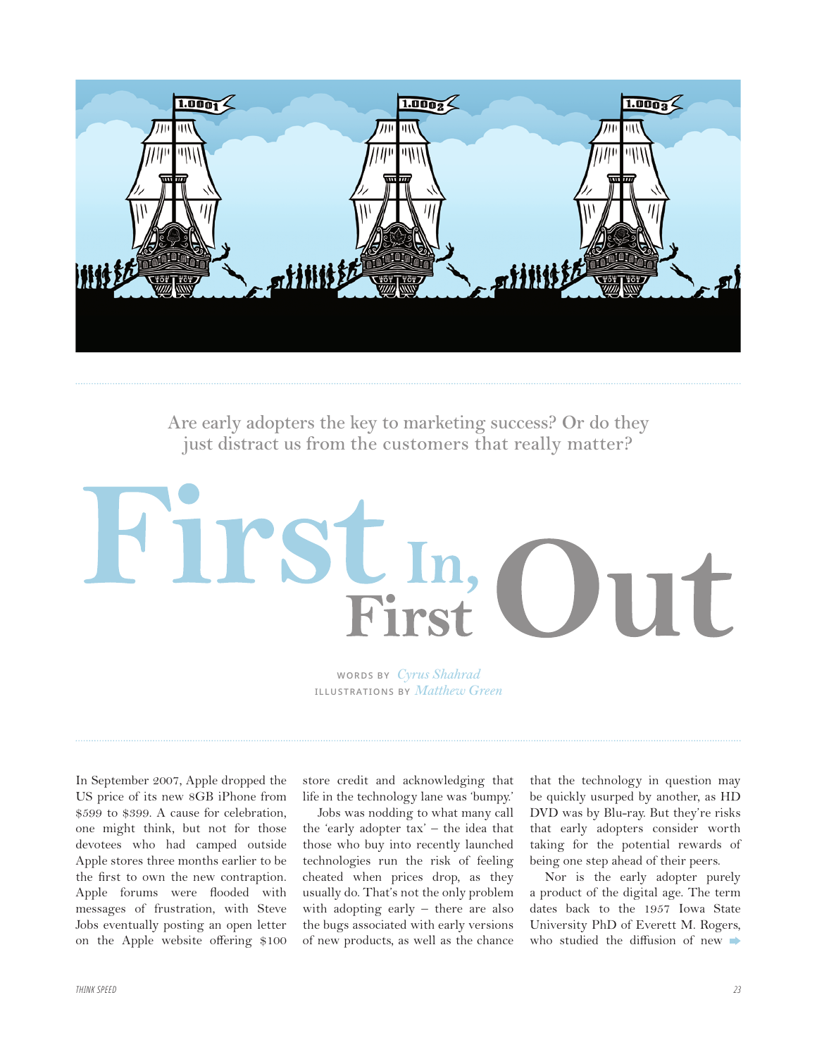Are early adopters the key to marketing success? Or do they just distract us from the customers that really matter?

# First In, First Out

WORDS BY *Cyrus Shahrad*
ILLUSTRATIONS BY *Matthew Green*

In September 2007, Apple dropped the US price of its new 8GB iPhone from $599 to $399. A cause for celebration, one might think, but not for those devotees who had camped outside Apple stores three months earlier to be the first to own the new contraption. Apple forums were flooded with messages of frustration, with Steve Jobs eventually posting an open letter on the Apple website offering $100 store credit and acknowledging that life in the technology lane was 'bumpy.'

Jobs was nodding to what many call the 'early adopter tax' – the idea that those who buy into recently launched technologies run the risk of feeling cheated when prices drop, as they usually do. That's not the only problem with adopting early – there are also the bugs associated with early versions of new products, as well as the chance that the technology in question may be quickly usurped by another, as HD DVD was by Blu-ray. But they're risks that early adopters consider worth taking for the potential rewards of being one step ahead of their peers.

Nor is the early adopter purely a product of the digital age. The term dates back to the 1957 Iowa State University PhD of Everett M. Rogers, who studied the diffusion of new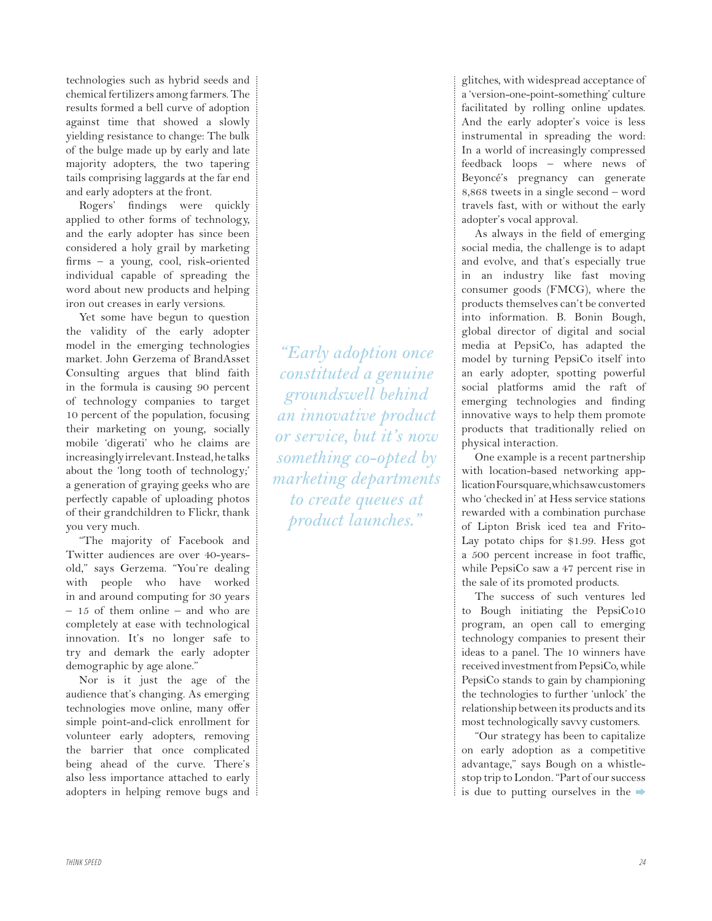technologies such as hybrid seeds and chemical fertilizers among farmers. The results formed a bell curve of adoption against time that showed a slowly yielding resistance to change: The bulk of the bulge made up by early and late majority adopters, the two tapering tails comprising laggards at the far end and early adopters at the front.

Rogers' findings were quickly applied to other forms of technology, and the early adopter has since been considered a holy grail by marketing firms – a young, cool, risk-oriented individual capable of spreading the word about new products and helping iron out creases in early versions.

Yet some have begun to question the validity of the early adopter model in the emerging technologies market. John Gerzema of BrandAsset Consulting argues that blind faith in the formula is causing 90 percent of technology companies to target 10 percent of the population, focusing their marketing on young, socially mobile 'digerati' who he claims are increasingly irrelevant. Instead, he talks about the 'long tooth of technology;' a generation of graying geeks who are perfectly capable of uploading photos of their grandchildren to Flickr, thank you very much.

"The majority of Facebook and Twitter audiences are over 40-years-old," says Gerzema. "You're dealing with people who have worked in and around computing for 30 years – 15 of them online – and who are completely at ease with technological innovation. It's no longer safe to try and demark the early adopter demographic by age alone."

Nor is it just the age of the audience that's changing. As emerging technologies move online, many offer simple point-and-click enrollment for volunteer early adopters, removing the barrier that once complicated being ahead of the curve. There's also less importance attached to early adopters in helping remove bugs and glitches, with widespread acceptance of a 'version-one-point-something' culture facilitated by rolling online updates. And the early adopter's voice is less instrumental in spreading the word: In a world of increasingly compressed feedback loops – where news of Beyoncé's pregnancy can generate 8,868 tweets in a single second – word travels fast, with or without the early adopter's vocal approval.

*"Early adoption once constituted a genuine groundswell behind an innovative product or service, but it's now something co-opted by marketing departments to create queues at product launches."*

As always in the field of emerging social media, the challenge is to adapt and evolve, and that's especially true in an industry like fast moving consumer goods (FMCG), where the products themselves can't be converted into information. B. Bonin Bough, global director of digital and social media at PepsiCo, has adapted the model by turning PepsiCo itself into an early adopter, spotting powerful social platforms amid the raft of emerging technologies and finding innovative ways to help them promote products that traditionally relied on physical interaction.

One example is a recent partnership with location-based networking application Foursquare, which saw customers who 'checked in' at Hess service stations rewarded with a combination purchase of Lipton Brisk iced tea and Frito-Lay potato chips for $1.99. Hess got a 500 percent increase in foot traffic, while PepsiCo saw a 47 percent rise in the sale of its promoted products.

The success of such ventures led to Bough initiating the PepsiCo10 program, an open call to emerging technology companies to present their ideas to a panel. The 10 winners have received investment from PepsiCo, while PepsiCo stands to gain by championing the technologies to further 'unlock' the relationship between its products and its most technologically savvy customers.

"Our strategy has been to capitalize on early adoption as a competitive advantage," says Bough on a whistle-stop trip to London. "Part of our success is due to putting ourselves in the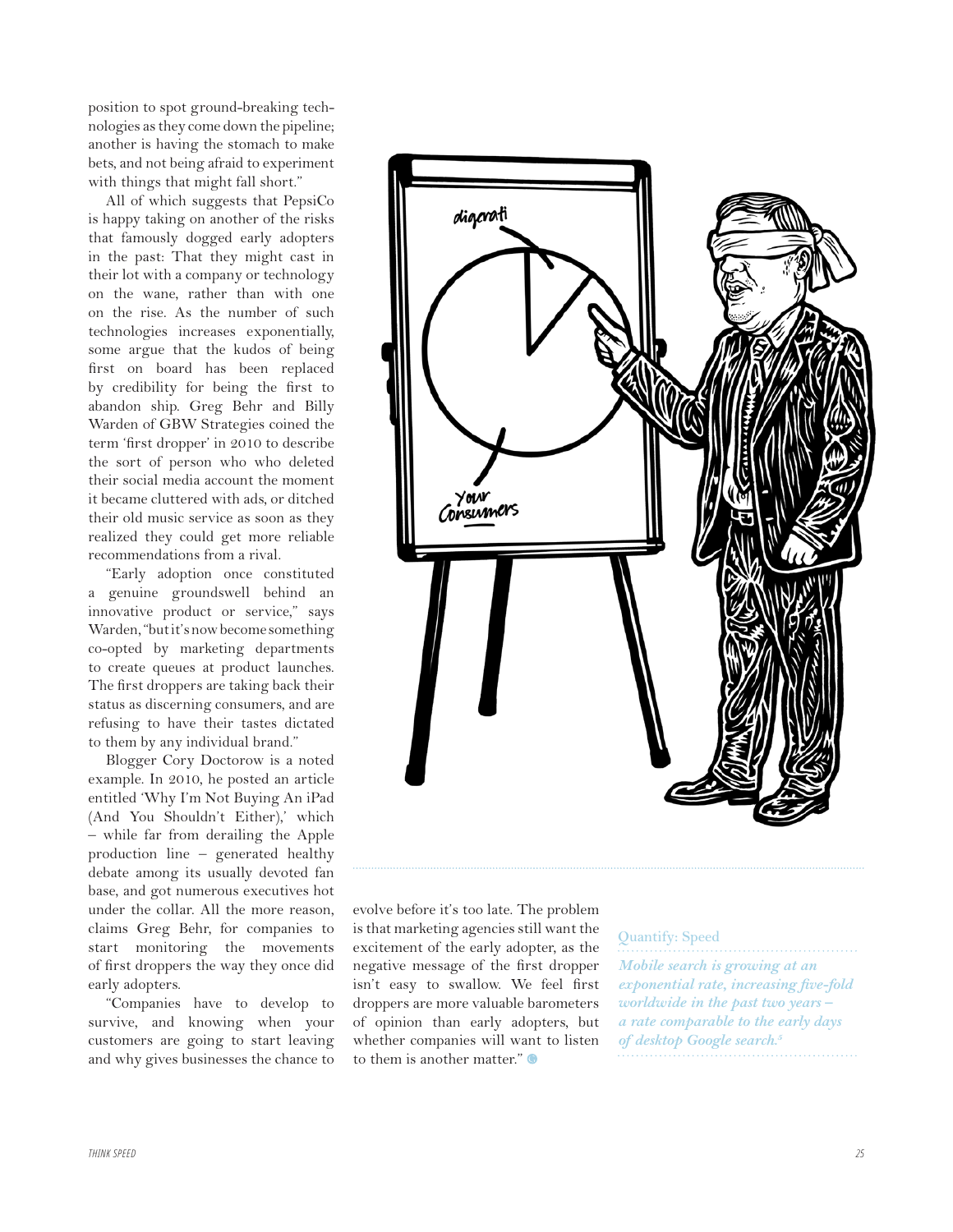position to spot ground-breaking technologies as they come down the pipeline; another is having the stomach to make bets, and not being afraid to experiment with things that might fall short."

All of which suggests that PepsiCo is happy taking on another of the risks that famously dogged early adopters in the past: That they might cast in their lot with a company or technology on the wane, rather than with one on the rise. As the number of such technologies increases exponentially, some argue that the kudos of being first on board has been replaced by credibility for being the first to abandon ship. Greg Behr and Billy Warden of GBW Strategies coined the term 'first dropper' in 2010 to describe the sort of person who who deleted their social media account the moment it became cluttered with ads, or ditched their old music service as soon as they realized they could get more reliable recommendations from a rival.

"Early adoption once constituted a genuine groundswell behind an innovative product or service," says Warden, "but it's now become something co-opted by marketing departments to create queues at product launches. The first droppers are taking back their status as discerning consumers, and are refusing to have their tastes dictated to them by any individual brand."

Blogger Cory Doctorow is a noted example. In 2010, he posted an article entitled 'Why I'm Not Buying An iPad (And You Shouldn't Either),' which – while far from derailing the Apple production line – generated healthy debate among its usually devoted fan base, and got numerous executives hot under the collar. All the more reason, claims Greg Behr, for companies to start monitoring the movements of first droppers the way they once did early adopters.

"Companies have to develop to survive, and knowing when your customers are going to start leaving and why gives businesses the chance to evolve before it's too late. The problem is that marketing agencies still want the excitement of the early adopter, as the negative message of the first dropper isn't easy to swallow. We feel first droppers are more valuable barometers of opinion than early adopters, but whether companies will want to listen to them is another matter."

Quantify: Speed

***Mobile search is growing at an exponential rate, increasing five-fold worldwide in the past two years – a rate comparable to the early days of desktop Google search.[5]***